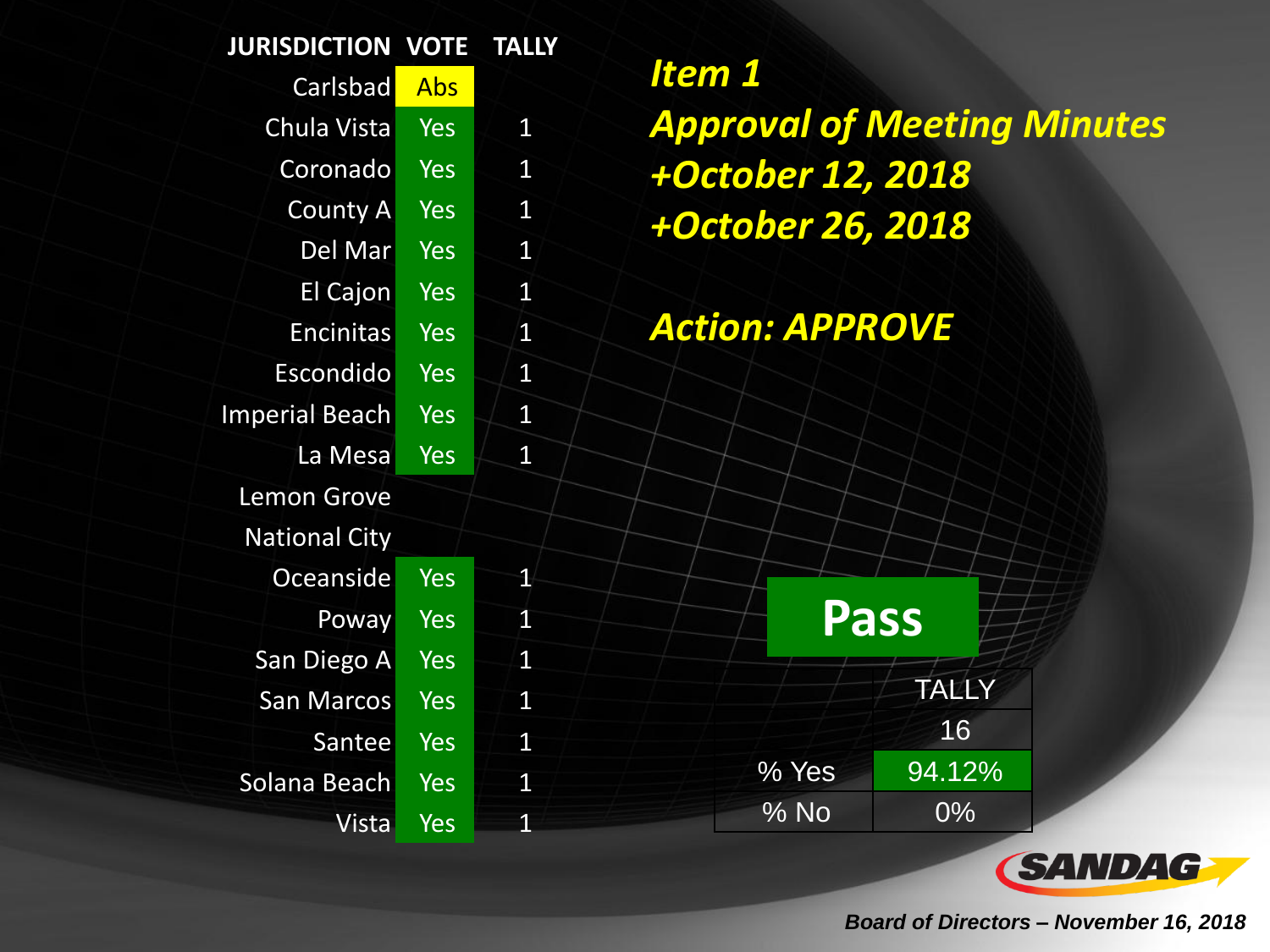| JURISDICTION | VOTE | TALLY |
|---|---|---|
| Carlsbad | Abs | |
| Chula Vista | Yes | 1 |
| Coronado | Yes | 1 |
| County A | Yes | 1 |
| Del Mar | Yes | 1 |
| El Cajon | Yes | 1 |
| Encinitas | Yes | 1 |
| Escondido | Yes | 1 |
| Imperial Beach | Yes | 1 |
| La Mesa | Yes | 1 |
| Lemon Grove | | |
| National City | | |
| Oceanside | Yes | 1 |
| Poway | Yes | 1 |
| San Diego A | Yes | 1 |
| San Marcos | Yes | 1 |
| Santee | Yes | 1 |
| Solana Beach | Yes | 1 |
| Vista | Yes | 1 |

***Item 1***

***Approval of Meeting Minutes***

***+October 12, 2018***

***+October 26, 2018***

***Action: APPROVE***

**Pass**

| | TALLY |
|---|---|
| | 16 |
| % Yes | 94.12% |
| % No | 0% |

SANDAG

*Board of Directors – November 16, 2018*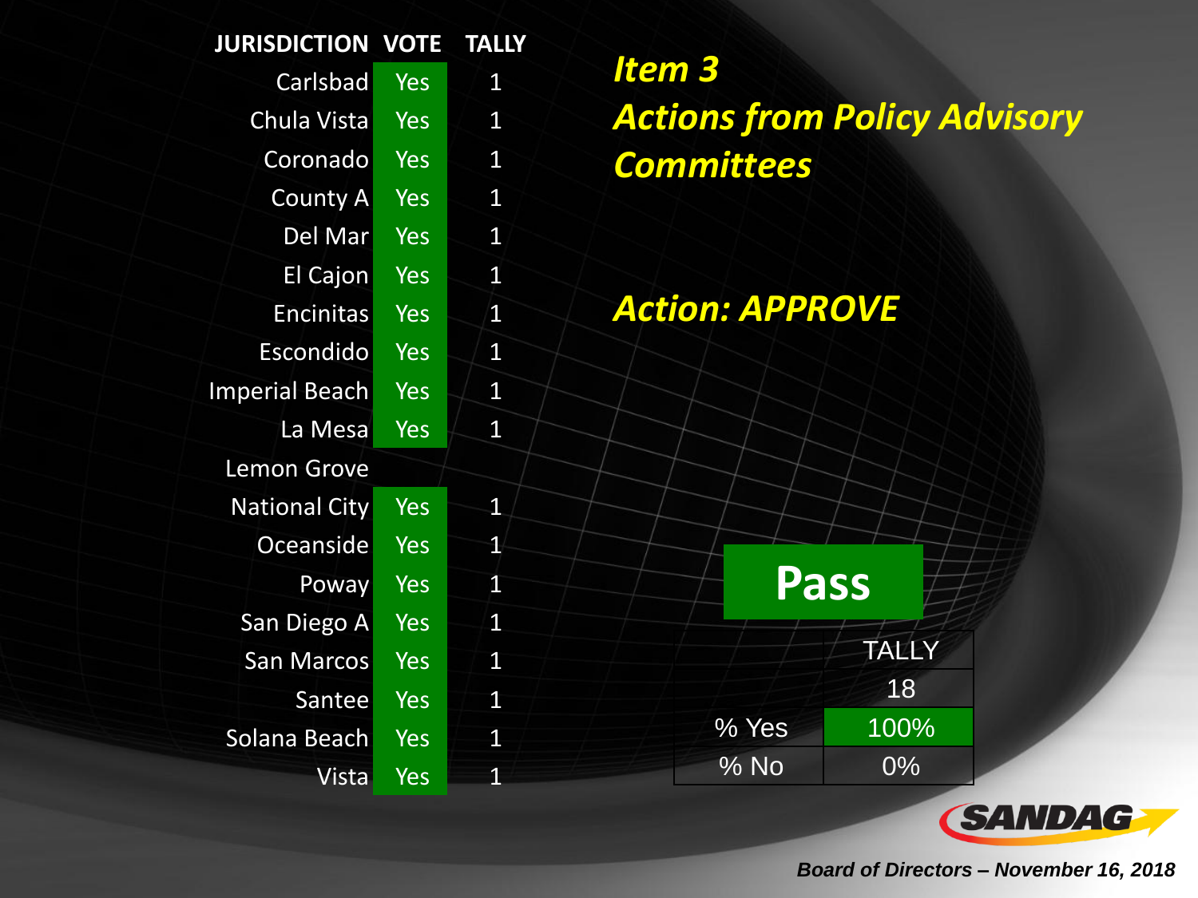| JURISDICTION | VOTE | TALLY |
|---|---|---|
| Carlsbad | Yes | 1 |
| Chula Vista | Yes | 1 |
| Coronado | Yes | 1 |
| County A | Yes | 1 |
| Del Mar | Yes | 1 |
| El Cajon | Yes | 1 |
| Encinitas | Yes | 1 |
| Escondido | Yes | 1 |
| Imperial Beach | Yes | 1 |
| La Mesa | Yes | 1 |
| Lemon Grove | | |
| National City | Yes | 1 |
| Oceanside | Yes | 1 |
| Poway | Yes | 1 |
| San Diego A | Yes | 1 |
| San Marcos | Yes | 1 |
| Santee | Yes | 1 |
| Solana Beach | Yes | 1 |
| Vista | Yes | 1 |

***Item 3***
***Actions from Policy Advisory Committees***

***Action: APPROVE***

**Pass**

| | TALLY |
|---|---|
| | 18 |
| % Yes | 100% |
| % No | 0% |

SANDAG

*Board of Directors – November 16, 2018*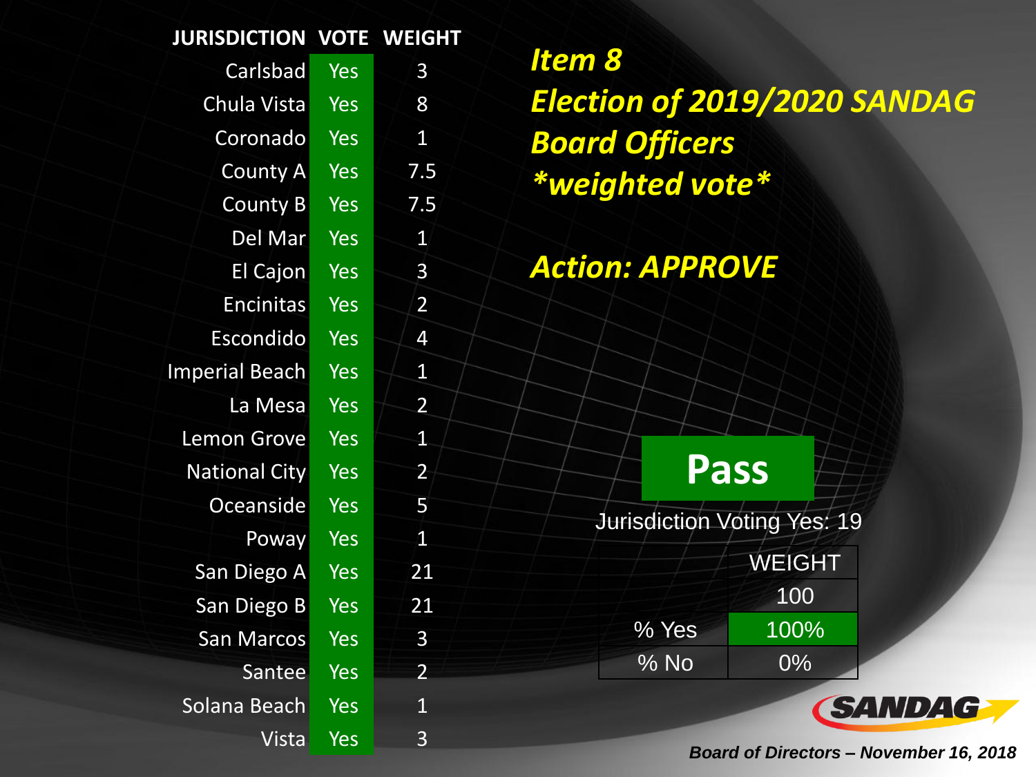| JURISDICTION | VOTE | WEIGHT |
|---|---|---|
| Carlsbad | Yes | 3 |
| Chula Vista | Yes | 8 |
| Coronado | Yes | 1 |
| County A | Yes | 7.5 |
| County B | Yes | 7.5 |
| Del Mar | Yes | 1 |
| El Cajon | Yes | 3 |
| Encinitas | Yes | 2 |
| Escondido | Yes | 4 |
| Imperial Beach | Yes | 1 |
| La Mesa | Yes | 2 |
| Lemon Grove | Yes | 1 |
| National City | Yes | 2 |
| Oceanside | Yes | 5 |
| Poway | Yes | 1 |
| San Diego A | Yes | 21 |
| San Diego B | Yes | 21 |
| San Marcos | Yes | 3 |
| Santee | Yes | 2 |
| Solana Beach | Yes | 1 |
| Vista | Yes | 3 |

## *Item 8*
## *Election of 2019/2020 SANDAG Board Officers*
## *\*weighted vote\**

## *Action: APPROVE*

**Pass**

Jurisdiction Voting Yes: 19

| | WEIGHT |
|---|---|
| | 100 |
| % Yes | 100% |
| % No | 0% |

SANDAG

*Board of Directors – November 16, 2018*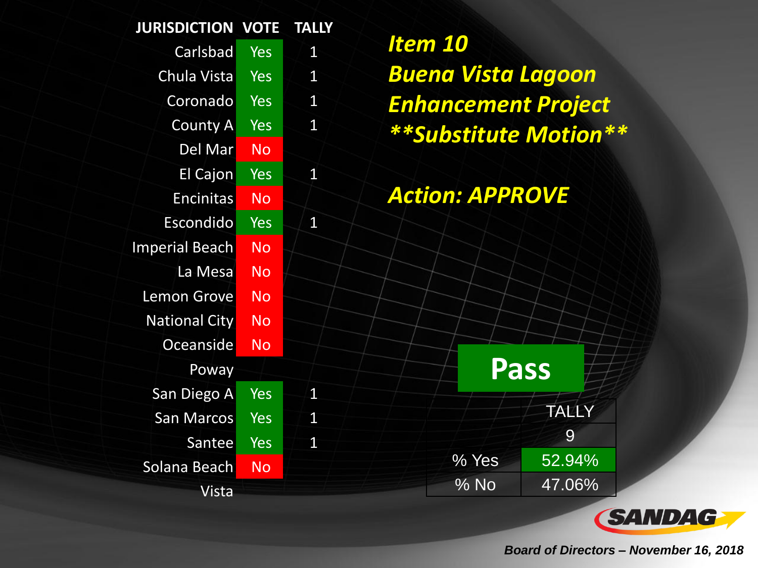| JURISDICTION | VOTE | TALLY |
|---|---|---|
| Carlsbad | Yes | 1 |
| Chula Vista | Yes | 1 |
| Coronado | Yes | 1 |
| County A | Yes | 1 |
| Del Mar | No | |
| El Cajon | Yes | 1 |
| Encinitas | No | |
| Escondido | Yes | 1 |
| Imperial Beach | No | |
| La Mesa | No | |
| Lemon Grove | No | |
| National City | No | |
| Oceanside | No | |
| Poway | | |
| San Diego A | Yes | 1 |
| San Marcos | Yes | 1 |
| Santee | Yes | 1 |
| Solana Beach | No | |
| Vista | | |

***Item 10***
***Buena Vista Lagoon Enhancement Project***
***\*\*Substitute Motion\*\****

***Action: APPROVE***

**Pass**

| | TALLY |
|---|---|
| | 9 |
| % Yes | 52.94% |
| % No | 47.06% |

SANDAG

*Board of Directors – November 16, 2018*